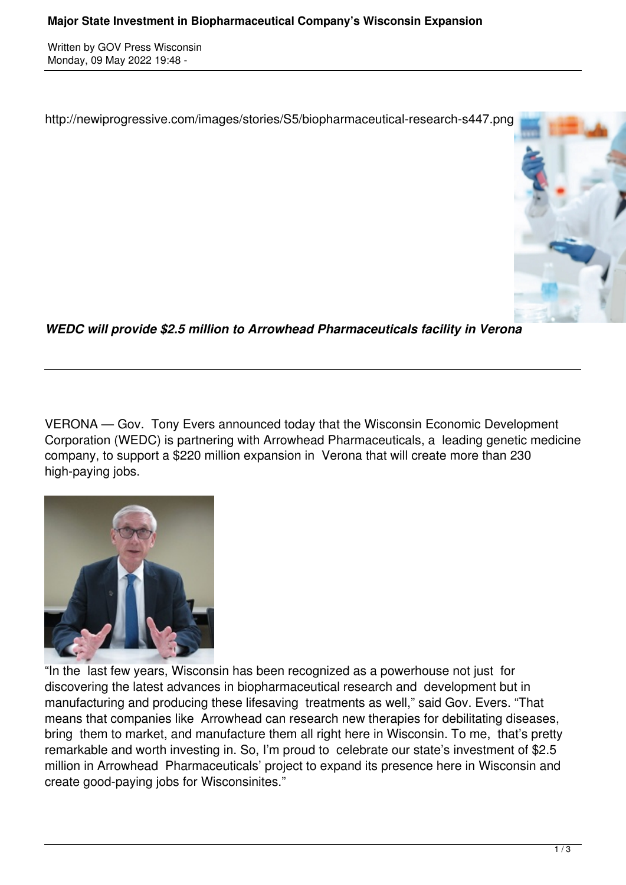# Major State Investment in Biopharmaceutical Company's Wisconsin Expansion

Written by GOV Press Wisconsin
Monday, 09 May 2022 19:48 -

http://newiprogressive.com/images/stories/S5/biopharmaceutical-research-s447.png

***WEDC will provide $2.5 million to Arrowhead Pharmaceuticals facility in Verona***

---

VERONA — Gov. Tony Evers announced today that the Wisconsin Economic Development Corporation (WEDC) is partnering with Arrowhead Pharmaceuticals, a leading genetic medicine company, to support a $220 million expansion in Verona that will create more than 230 high-paying jobs.

"In the last few years, Wisconsin has been recognized as a powerhouse not just for discovering the latest advances in biopharmaceutical research and development but in manufacturing and producing these lifesaving treatments as well," said Gov. Evers. "That means that companies like Arrowhead can research new therapies for debilitating diseases, bring them to market, and manufacture them all right here in Wisconsin. To me, that's pretty remarkable and worth investing in. So, I'm proud to celebrate our state's investment of $2.5 million in Arrowhead Pharmaceuticals' project to expand its presence here in Wisconsin and create good-paying jobs for Wisconsinites."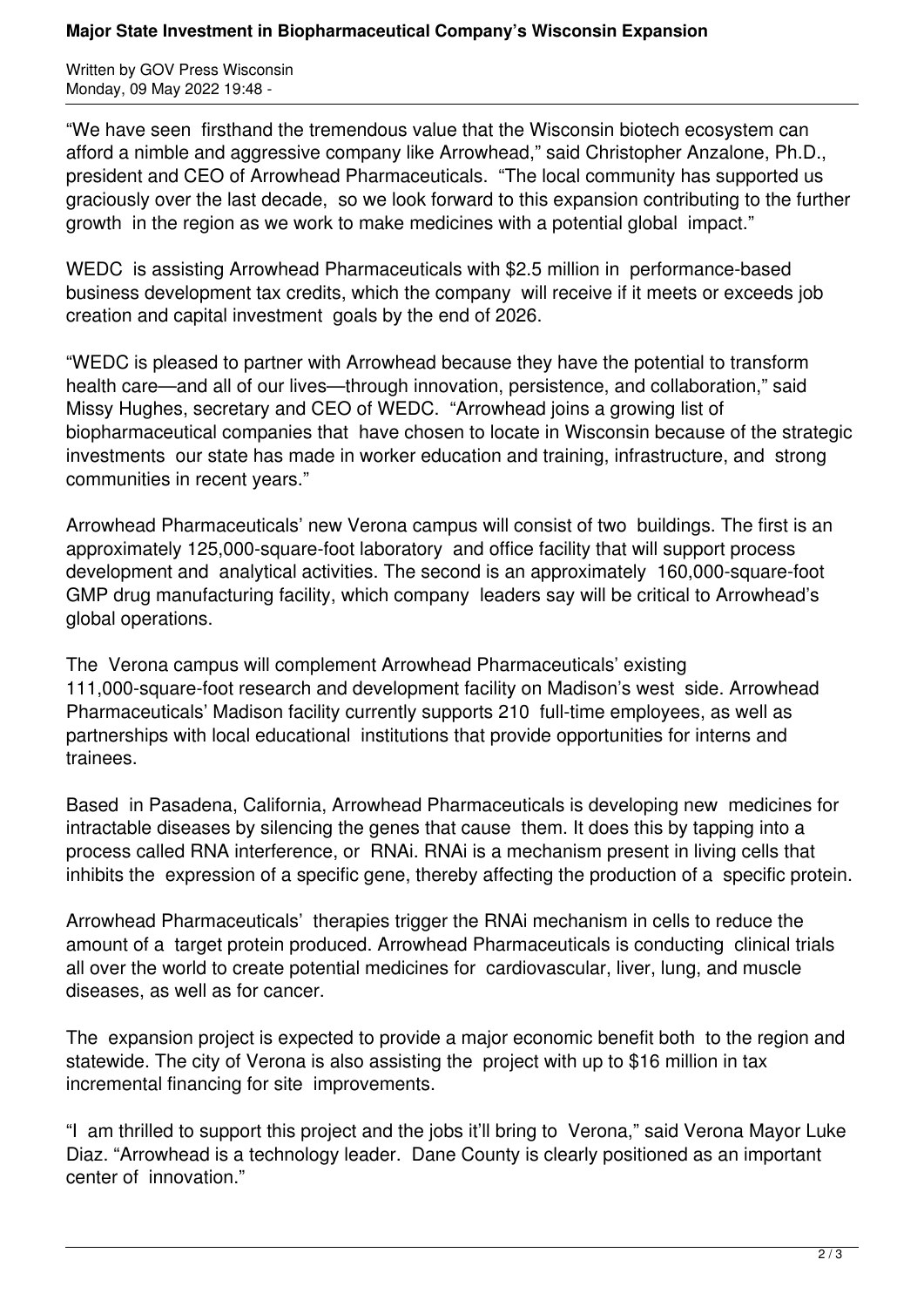"We have seen firsthand the tremendous value that the Wisconsin biotech ecosystem can afford a nimble and aggressive company like Arrowhead," said Christopher Anzalone, Ph.D., president and CEO of Arrowhead Pharmaceuticals. "The local community has supported us graciously over the last decade, so we look forward to this expansion contributing to the further growth in the region as we work to make medicines with a potential global impact."

WEDC is assisting Arrowhead Pharmaceuticals with $2.5 million in performance-based business development tax credits, which the company will receive if it meets or exceeds job creation and capital investment goals by the end of 2026.

"WEDC is pleased to partner with Arrowhead because they have the potential to transform health care—and all of our lives—through innovation, persistence, and collaboration," said Missy Hughes, secretary and CEO of WEDC. "Arrowhead joins a growing list of biopharmaceutical companies that have chosen to locate in Wisconsin because of the strategic investments our state has made in worker education and training, infrastructure, and strong communities in recent years."

Arrowhead Pharmaceuticals' new Verona campus will consist of two buildings. The first is an approximately 125,000-square-foot laboratory and office facility that will support process development and analytical activities. The second is an approximately 160,000-square-foot GMP drug manufacturing facility, which company leaders say will be critical to Arrowhead's global operations.

The Verona campus will complement Arrowhead Pharmaceuticals' existing 111,000-square-foot research and development facility on Madison's west side. Arrowhead Pharmaceuticals' Madison facility currently supports 210 full-time employees, as well as partnerships with local educational institutions that provide opportunities for interns and trainees.

Based in Pasadena, California, Arrowhead Pharmaceuticals is developing new medicines for intractable diseases by silencing the genes that cause them. It does this by tapping into a process called RNA interference, or RNAi. RNAi is a mechanism present in living cells that inhibits the expression of a specific gene, thereby affecting the production of a specific protein.

Arrowhead Pharmaceuticals' therapies trigger the RNAi mechanism in cells to reduce the amount of a target protein produced. Arrowhead Pharmaceuticals is conducting clinical trials all over the world to create potential medicines for cardiovascular, liver, lung, and muscle diseases, as well as for cancer.

The expansion project is expected to provide a major economic benefit both to the region and statewide. The city of Verona is also assisting the project with up to $16 million in tax incremental financing for site improvements.

"I am thrilled to support this project and the jobs it'll bring to Verona," said Verona Mayor Luke Diaz. "Arrowhead is a technology leader. Dane County is clearly positioned as an important center of innovation."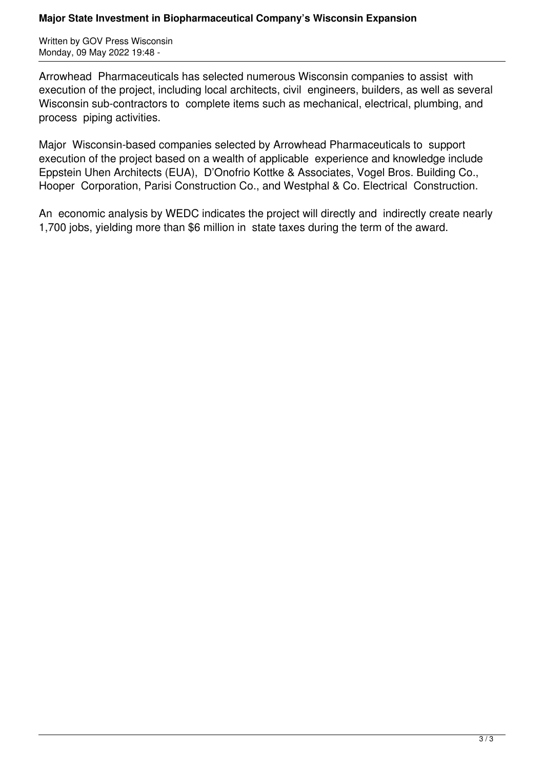Arrowhead Pharmaceuticals has selected numerous Wisconsin companies to assist with execution of the project, including local architects, civil engineers, builders, as well as several Wisconsin sub-contractors to complete items such as mechanical, electrical, plumbing, and process piping activities.

Major Wisconsin-based companies selected by Arrowhead Pharmaceuticals to support execution of the project based on a wealth of applicable experience and knowledge include Eppstein Uhen Architects (EUA), D'Onofrio Kottke & Associates, Vogel Bros. Building Co., Hooper Corporation, Parisi Construction Co., and Westphal & Co. Electrical Construction.

An economic analysis by WEDC indicates the project will directly and indirectly create nearly 1,700 jobs, yielding more than $6 million in state taxes during the term of the award.